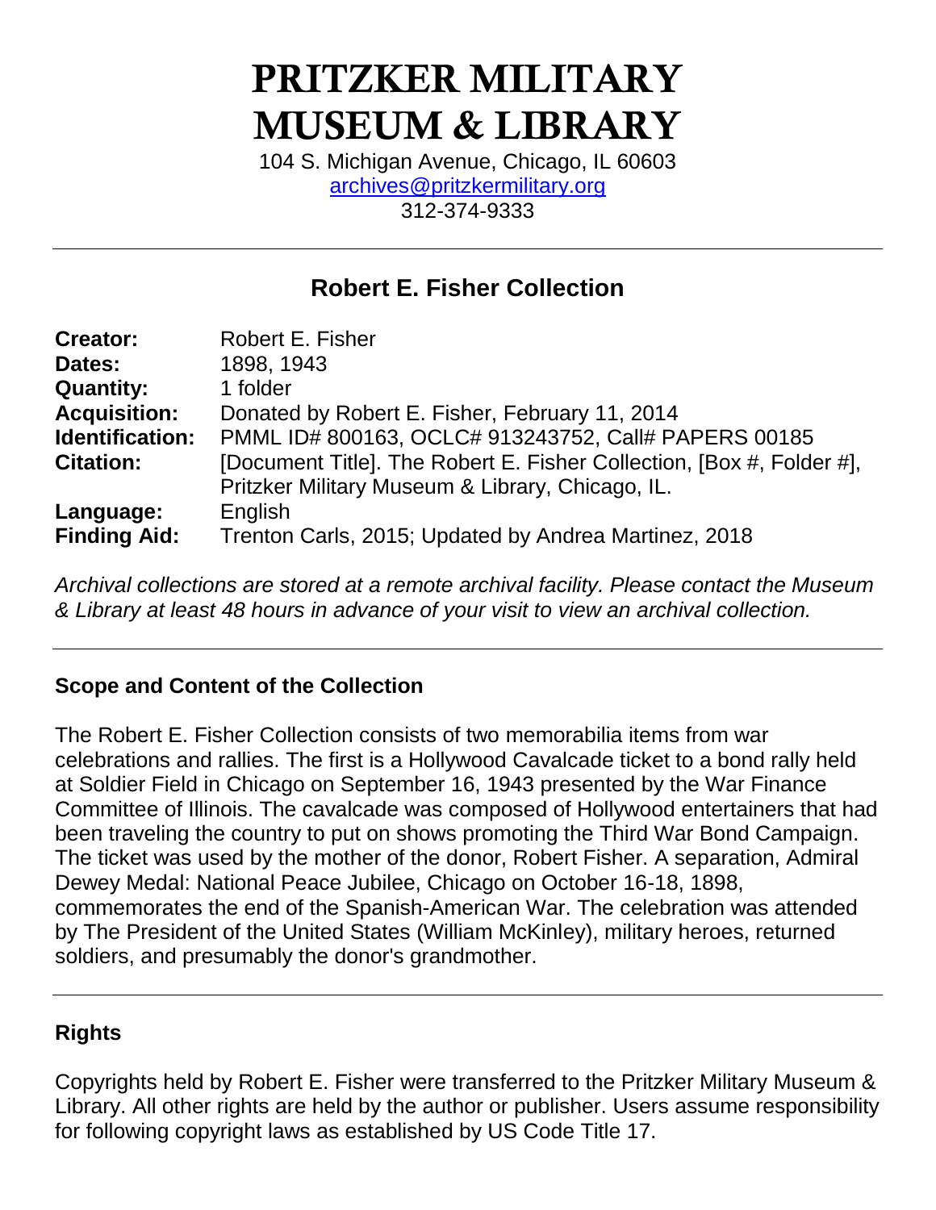# PRITZKER MILITARY MUSEUM & LIBRARY

104 S. Michigan Avenue, Chicago, IL 60603
archives@pritzkermilitary.org
312-374-9333

---

## Robert E. Fisher Collection

| | |
|---|---|
| **Creator:** | Robert E. Fisher |
| **Dates:** | 1898, 1943 |
| **Quantity:** | 1 folder |
| **Acquisition:** | Donated by Robert E. Fisher, February 11, 2014 |
| **Identification:** | PMML ID# 800163, OCLC# 913243752, Call# PAPERS 00185 |
| **Citation:** | [Document Title]. The Robert E. Fisher Collection, [Box #, Folder #], Pritzker Military Museum & Library, Chicago, IL. |
| **Language:** | English |
| **Finding Aid:** | Trenton Carls, 2015; Updated by Andrea Martinez, 2018 |

*Archival collections are stored at a remote archival facility. Please contact the Museum & Library at least 48 hours in advance of your visit to view an archival collection.*

---

### Scope and Content of the Collection

The Robert E. Fisher Collection consists of two memorabilia items from war celebrations and rallies. The first is a Hollywood Cavalcade ticket to a bond rally held at Soldier Field in Chicago on September 16, 1943 presented by the War Finance Committee of Illinois. The cavalcade was composed of Hollywood entertainers that had been traveling the country to put on shows promoting the Third War Bond Campaign. The ticket was used by the mother of the donor, Robert Fisher. A separation, Admiral Dewey Medal: National Peace Jubilee, Chicago on October 16-18, 1898, commemorates the end of the Spanish-American War. The celebration was attended by The President of the United States (William McKinley), military heroes, returned soldiers, and presumably the donor's grandmother.

---

### Rights

Copyrights held by Robert E. Fisher were transferred to the Pritzker Military Museum & Library. All other rights are held by the author or publisher. Users assume responsibility for following copyright laws as established by US Code Title 17.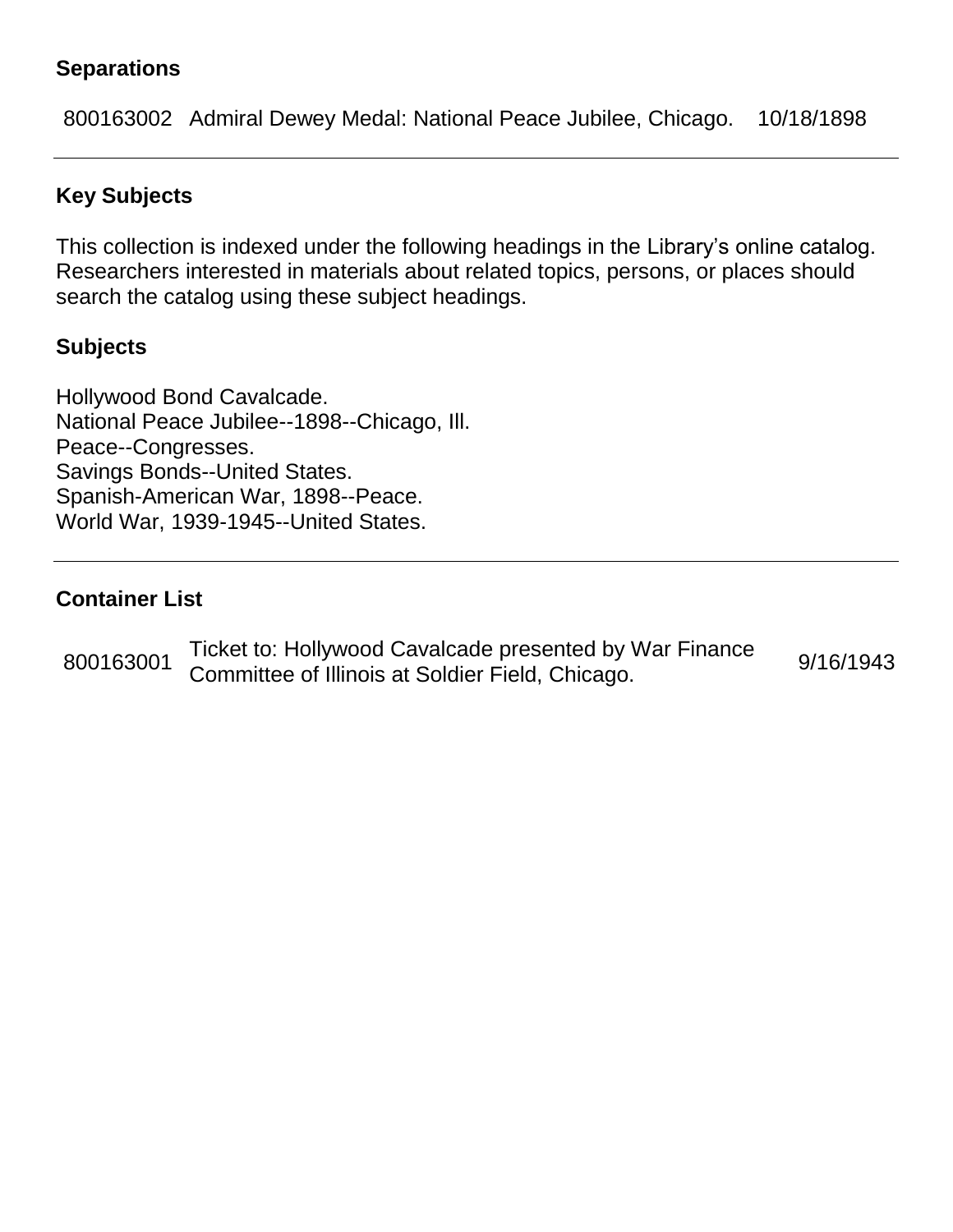## Separations

| | | |
|---|---|---|
| 800163002 | Admiral Dewey Medal: National Peace Jubilee, Chicago. | 10/18/1898 |

## Key Subjects

This collection is indexed under the following headings in the Library's online catalog. Researchers interested in materials about related topics, persons, or places should search the catalog using these subject headings.

## Subjects

Hollywood Bond Cavalcade.
National Peace Jubilee--1898--Chicago, Ill.
Peace--Congresses.
Savings Bonds--United States.
Spanish-American War, 1898--Peace.
World War, 1939-1945--United States.

## Container List

| | | |
|---|---|---|
| 800163001 | Ticket to: Hollywood Cavalcade presented by War Finance Committee of Illinois at Soldier Field, Chicago. | 9/16/1943 |